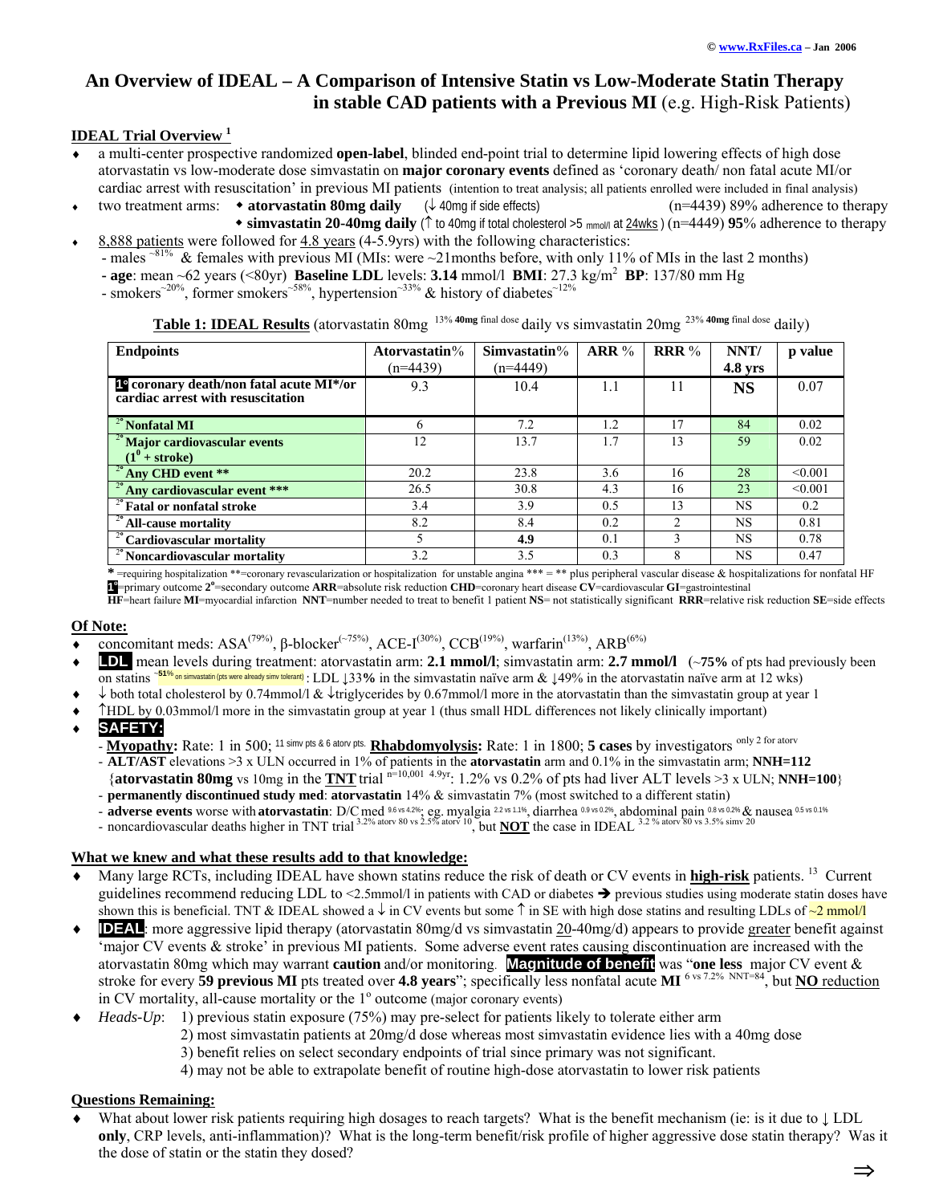© www.RxFiles.ca – Jan 2006

# An Overview of IDEAL – A Comparison of Intensive Statin vs Low-Moderate Statin Therapy in stable CAD patients with a Previous MI (e.g. High-Risk Patients)

## IDEAL Trial Overview [1]

- a multi-center prospective randomized **open-label**, blinded end-point trial to determine lipid lowering effects of high dose atorvastatin vs low-moderate dose simvastatin on **major coronary events** defined as 'coronary death/ non fatal acute MI/or cardiac arrest with resuscitation' in previous MI patients (intention to treat analysis; all patients enrolled were included in final analysis)
- two treatment arms:
  - **atorvastatin 80mg daily** (↓ 40mg if side effects) (n=4439) 89% adherence to therapy
  - **simvastatin 20-40mg daily** (↑ to 40mg if total cholesterol >5 mmol/l at 24wks) (n=4449) **95**% adherence to therapy
- 8,888 patients were followed for 4.8 years (4-5.9yrs) with the following characteristics:
  - males ~81% & females with previous MI (MIs: were ~21months before, with only 11% of MIs in the last 2 months)
  - **age**: mean ~62 years (<80yr) **Baseline LDL** levels: **3.14** mmol/l **BMI**: 27.3 kg/m$^2$ **BP**: 137/80 mm Hg
  - smokers ~20%, former smokers ~58%, hypertension ~33% & history of diabetes ~12%

**Table 1: IDEAL Results** (atorvastatin 80mg 13% **40mg** final dose daily vs simvastatin 20mg 23% **40mg** final dose daily)

| Endpoints | Atorvastatin% (n=4439) | Simvastatin% (n=4449) | ARR % | RRR % | NNT/ 4.8 yrs | p value |
|---|---|---|---|---|---|---|
| **1° coronary death/non fatal acute MI*/or cardiac arrest with resuscitation** | 9.3 | 10.4 | 1.1 | 11 | **NS** | 0.07 |
| **2° Nonfatal MI** | 6 | 7.2 | 1.2 | 17 | 84 | 0.02 |
| **2° Major cardiovascular events (1° + stroke)** | 12 | 13.7 | 1.7 | 13 | 59 | 0.02 |
| **2° Any CHD event \*\*** | 20.2 | 23.8 | 3.6 | 16 | 28 | <0.001 |
| **2° Any cardiovascular event \*\*\*** | 26.5 | 30.8 | 4.3 | 16 | 23 | <0.001 |
| **2° Fatal or nonfatal stroke** | 3.4 | 3.9 | 0.5 | 13 | NS | 0.2 |
| **2° All-cause mortality** | 8.2 | 8.4 | 0.2 | 2 | NS | 0.81 |
| **2° Cardiovascular mortality** | 5 | **4.9** | 0.1 | 3 | NS | 0.78 |
| **2° Noncardiovascular mortality** | 3.2 | 3.5 | 0.3 | 8 | NS | 0.47 |

\* =requiring hospitalization \*\*=coronary revascularization or hospitalization for unstable angina \*\*\* = \*\* plus peripheral vascular disease & hospitalizations for nonfatal HF
**1°**=primary outcome **2°**=secondary outcome **ARR**=absolute risk reduction **CHD**=coronary heart disease **CV**=cardiovascular **GI**=gastrointestinal
**HF**=heart failure **MI**=myocardial infarction **NNT**=number needed to treat to benefit 1 patient **NS**= not statistically significant **RRR**=relative risk reduction **SE**=side effects

## Of Note:

- concomitant meds: ASA (79%), β-blocker (~75%), ACE-I (30%), CCB (19%), warfarin (13%), ARB (6%)
- **LDL** mean levels during treatment: atorvastatin arm: **2.1 mmol/l**; simvastatin arm: **2.7 mmol/l** (~**75%** of pts had previously been on statins ~**51%** on simvastatin (pts were already simv tolerant): LDL ↓33**%** in the simvastatin naïve arm & ↓49% in the atorvastatin naïve arm at 12 wks)
- ↓ both total cholesterol by 0.74mmol/l & ↓triglycerides by 0.67mmol/l more in the atorvastatin than the simvastatin group at year 1
- ↑HDL by 0.03mmol/l more in the simvastatin group at year 1 (thus small HDL differences not likely clinically important)
- **SAFETY:**
  - **Myopathy:** Rate: 1 in 500; 11 simv pts & 6 atorv pts. **Rhabdomyolysis:** Rate: 1 in 1800; **5 cases** by investigators only 2 for atorv
  - **ALT/AST** elevations >3 x ULN occurred in 1% of patients in the **atorvastatin** arm and 0.1% in the simvastatin arm; **NNH=112** {**atorvastatin 80mg** vs 10mg in the **TNT** trial n=10,001 4.9yr: 1.2% vs 0.2% of pts had liver ALT levels >3 x ULN; **NNH=100**}
  - **permanently discontinued study med**: **atorvastatin** 14% & simvastatin 7% (most switched to a different statin)
  - **adverse events** worse with **atorvastatin**: D/C med 9.6 vs 4.2%; eg. myalgia 2.2 vs 1.1%, diarrhea 0.9 vs 0.2%, abdominal pain 0.8 vs 0.2% & nausea 0.5 vs 0.1%
  - noncardiovascular deaths higher in TNT trial 3.2% atorv 80 vs 2.5% atorv 10, but **NOT** the case in IDEAL 3.2 % atorv 80 vs 3.5% simv 20

## What we knew and what these results add to that knowledge:

- Many large RCTs, including IDEAL have shown statins reduce the risk of death or CV events in **high-risk** patients. [13] Current guidelines recommend reducing LDL to <2.5mmol/l in patients with CAD or diabetes ➔ previous studies using moderate statin doses have shown this is beneficial. TNT & IDEAL showed a ↓ in CV events but some ↑ in SE with high dose statins and resulting LDLs of ~2 mmol/l
- **IDEAL**: more aggressive lipid therapy (atorvastatin 80mg/d vs simvastatin 20-40mg/d) appears to provide greater benefit against 'major CV events & stroke' in previous MI patients. Some adverse event rates causing discontinuation are increased with the atorvastatin 80mg which may warrant **caution** and/or monitoring. **Magnitude of benefit** was "**one less** major CV event & stroke for every **59 previous MI** pts treated over **4.8 years**"; specifically less nonfatal acute **MI** 6 vs 7.2% NNT=84, but **NO reduction** in CV mortality, all-cause mortality or the 1° outcome (major coronary events)
- *Heads-Up*:
  1) previous statin exposure (75%) may pre-select for patients likely to tolerate either arm
  2) most simvastatin patients at 20mg/d dose whereas most simvastatin evidence lies with a 40mg dose
  3) benefit relies on select secondary endpoints of trial since primary was not significant.
  4) may not be able to extrapolate benefit of routine high-dose atorvastatin to lower risk patients

## Questions Remaining:

- What about lower risk patients requiring high dosages to reach targets? What is the benefit mechanism (ie: is it due to ↓ LDL **only**, CRP levels, anti-inflammation)? What is the long-term benefit/risk profile of higher aggressive dose statin therapy? Was it the dose of statin or the statin they dosed?

⇒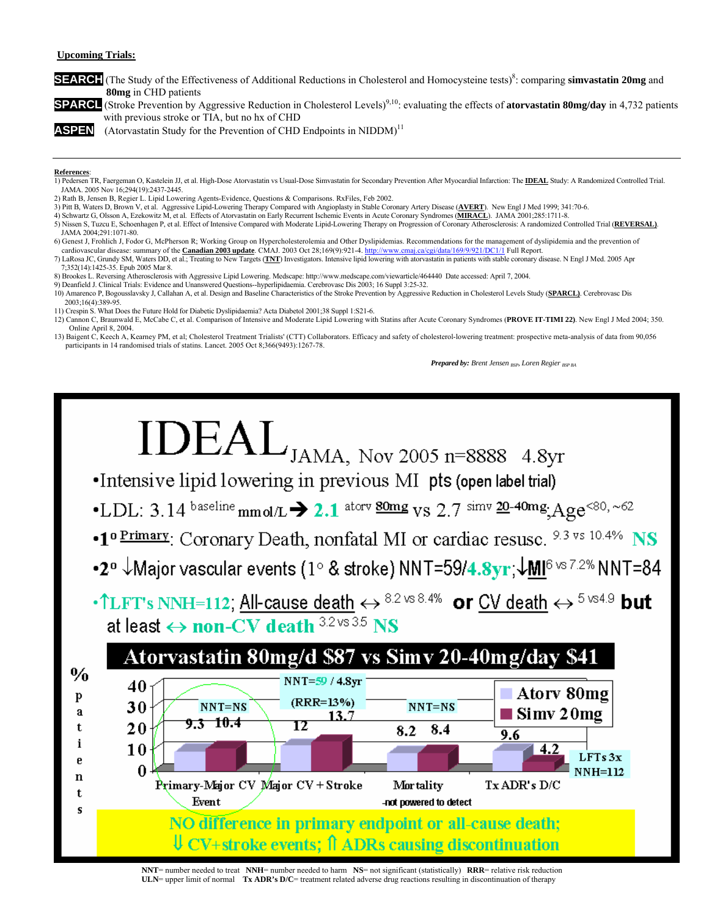**Upcoming Trials:**

**SEARCH** (The Study of the Effectiveness of Additional Reductions in Cholesterol and Homocysteine tests)[8]: comparing **simvastatin 20mg** and **80mg** in CHD patients

**SPARCL** (Stroke Prevention by Aggressive Reduction in Cholesterol Levels)[9,10]: evaluating the effects of **atorvastatin 80mg/day** in 4,732 patients with previous stroke or TIA, but no hx of CHD

**ASPEN** (Atorvastatin Study for the Prevention of CHD Endpoints in NIDDM)[11]

---

**References**:

1) Pedersen TR, Faergeman O, Kastelein JJ, et al. High-Dose Atorvastatin vs Usual-Dose Simvastatin for Secondary Prevention After Myocardial Infarction: The **IDEAL** Study: A Randomized Controlled Trial. JAMA. 2005 Nov 16;294(19):2437-2445.
2) Rath B, Jensen B, Regier L. Lipid Lowering Agents-Evidence, Questions & Comparisons. RxFiles, Feb 2002.
3) Pitt B, Waters D, Brown V, et al. Aggressive Lipid-Lowering Therapy Compared with Angioplasty in Stable Coronary Artery Disease (**AVERT**). New Engl J Med 1999; 341:70-6.
4) Schwartz G, Olsson A, Ezekowitz M, et al. Effects of Atorvastatin on Early Recurrent Ischemic Events in Acute Coronary Syndromes (**MIRACL**). JAMA 2001;285:1711-8.
5) Nissen S, Tuzcu E, Schoenhagen P, et al. Effect of Intensive Compared with Moderate Lipid-Lowering Therapy on Progression of Coronary Atherosclerosis: A randomized Controlled Trial (**REVERSAL**). JAMA 2004;291:1071-80.
6) Genest J, Frohlich J, Fodor G, McPherson R; Working Group on Hypercholesterolemia and Other Dyslipidemias. Recommendations for the management of dyslipidemia and the prevention of cardiovascular disease: summary of the **Canadian 2003 update**. CMAJ. 2003 Oct 28;169(9):921-4. http://www.cmaj.ca/cgi/data/169/9/921/DC1/1 Full Report.
7) LaRosa JC, Grundy SM, Waters DD, et al.; Treating to New Targets (**TNT**) Investigators. Intensive lipid lowering with atorvastatin in patients with stable coronary disease. N Engl J Med. 2005 Apr 7;352(14):1425-35. Epub 2005 Mar 8.
8) Brookes L. Reversing Atherosclerosis with Aggressive Lipid Lowering. Medscape: http://www.medscape.com/viewarticle/464440 Date accessed: April 7, 2004.
9) Deanfield J. Clinical Trials: Evidence and Unanswered Questions--hyperlipidaemia. Cerebrovasc Dis 2003; 16 Suppl 3:25-32.
10) Amarenco P, Bogousslavsky J, Callahan A, et al. Design and Baseline Characteristics of the Stroke Prevention by Aggressive Reduction in Cholesterol Levels Study (**SPARCL**). Cerebrovasc Dis 2003;16(4):389-95.
11) Crespin S. What Does the Future Hold for Diabetic Dyslipidaemia? Acta Diabetol 2001;38 Suppl 1:S21-6.
12) Cannon C, Braunwald E, McCabe C, et al. Comparison of Intensive and Moderate Lipid Lowering with Statins after Acute Coronary Syndromes (**PROVE IT-TIMI 22**). New Engl J Med 2004; 350. Online April 8, 2004.
13) Baigent C, Keech A, Kearney PM, et al; Cholesterol Treatment Trialists' (CTT) Collaborators. Efficacy and safety of cholesterol-lowering treatment: prospective meta-analysis of data from 90,056 participants in 14 randomised trials of statins. Lancet. 2005 Oct 8;366(9493):1267-78.

***Prepared by:*** *Brent Jensen BSP, Loren Regier BSP BA*

---

# IDEAL JAMA, Nov 2005 n=8888 4.8yr

- Intensive lipid lowering in previous MI pts (open label trial)
- LDL: 3.14 baseline mmol/L → **2.1** atorv **80mg** vs 2.7 simv 20-40mg; Age <80, ~62
- **1° Primary**: Coronary Death, nonfatal MI or cardiac resusc. 9.3 vs 10.4% **NS**
- **2°** ↓Major vascular events (1° & stroke) NNT=59/**4.8yr**; ↓**MI** 6 vs 7.2% NNT=84
- ↑LFT's NNH=112; All-cause death ↔ 8.2 vs 8.4% **or** CV death ↔ 5 vs 4.9 **but** at least ↔ non-CV death 3.2 vs 3.5 **NS**

**Atorvastatin 80mg/d $87 vs Simv 20-40mg/day $41**

% patients

40
30
20
10
0

NNT=NS
9.3 10.4
Primary-Major CV Event

NNT=59 / 4.8yr
(RRR=13%)
12 13.7
Major CV + Stroke

NNT=NS
8.2 8.4
Mortality
-not powered to detect

9.6 4.2
Tx ADR's D/C
LFTs 3x NNH=112

Atorv 80mg
Simv 20mg

**NO difference in primary endpoint or all-cause death; ⇓ CV+stroke events; ⇑ ADRs causing discontinuation**

**NNT**= number needed to treat **NNH**= number needed to harm **NS**= not significant (statistically) **RRR**= relative risk reduction
**ULN**= upper limit of normal **Tx ADR's D/C**= treatment related adverse drug reactions resulting in discontinuation of therapy